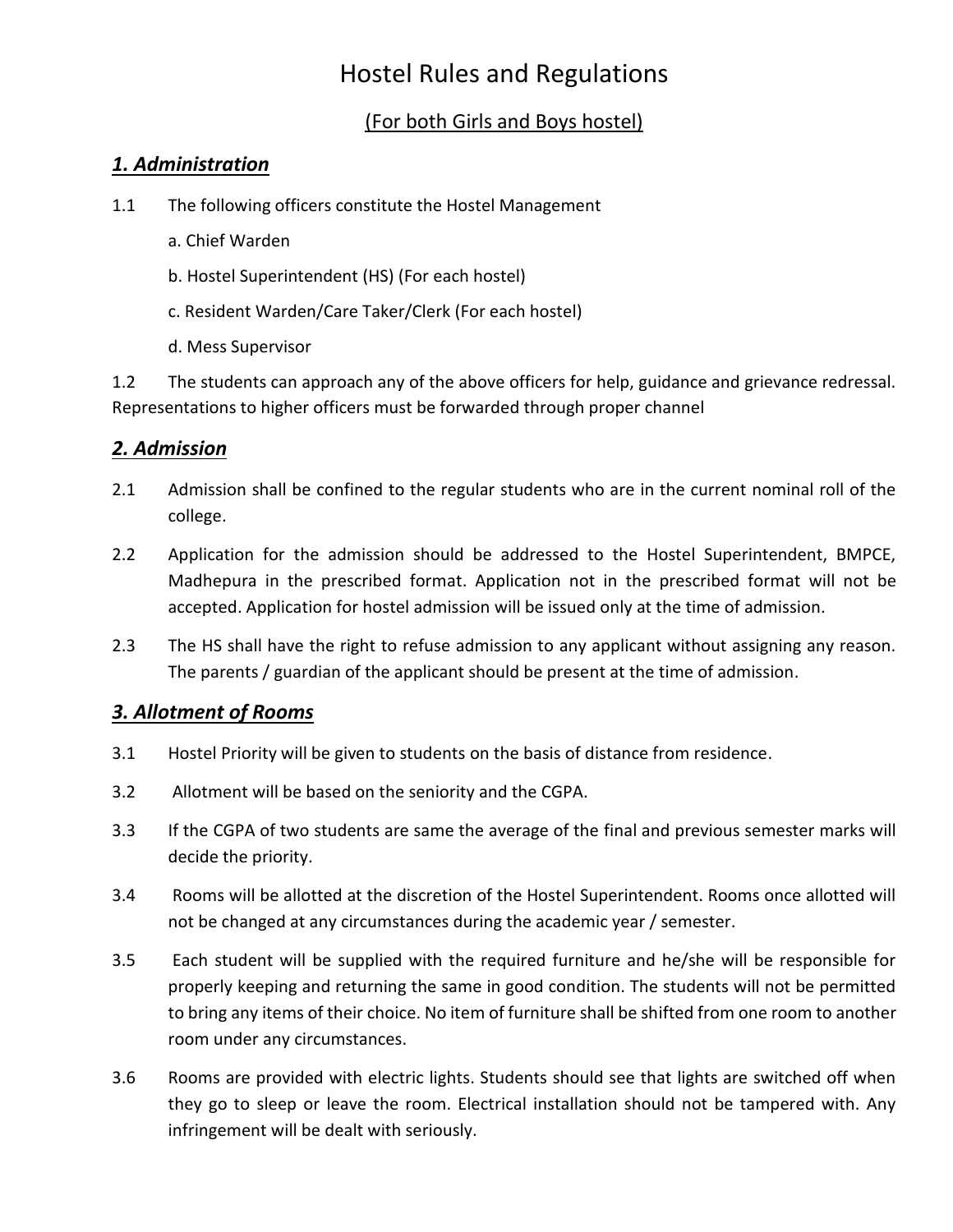# Hostel Rules and Regulations

(For both Girls and Boys hostel)

## *1. Administration*

1.1 The following officers constitute the Hostel Management

a. Chief Warden

b. Hostel Superintendent (HS) (For each hostel)

c. Resident Warden/Care Taker/Clerk (For each hostel)

d. Mess Supervisor

1.2 The students can approach any of the above officers for help, guidance and grievance redressal. Representations to higher officers must be forwarded through proper channel

## *2. Admission*

2.1 Admission shall be confined to the regular students who are in the current nominal roll of the college.

2.2 Application for the admission should be addressed to the Hostel Superintendent, BMPCE, Madhepura in the prescribed format. Application not in the prescribed format will not be accepted. Application for hostel admission will be issued only at the time of admission.

2.3 The HS shall have the right to refuse admission to any applicant without assigning any reason. The parents / guardian of the applicant should be present at the time of admission.

## *3. Allotment of Rooms*

3.1 Hostel Priority will be given to students on the basis of distance from residence.

3.2 Allotment will be based on the seniority and the CGPA.

3.3 If the CGPA of two students are same the average of the final and previous semester marks will decide the priority.

3.4 Rooms will be allotted at the discretion of the Hostel Superintendent. Rooms once allotted will not be changed at any circumstances during the academic year / semester.

3.5 Each student will be supplied with the required furniture and he/she will be responsible for properly keeping and returning the same in good condition. The students will not be permitted to bring any items of their choice. No item of furniture shall be shifted from one room to another room under any circumstances.

3.6 Rooms are provided with electric lights. Students should see that lights are switched off when they go to sleep or leave the room. Electrical installation should not be tampered with. Any infringement will be dealt with seriously.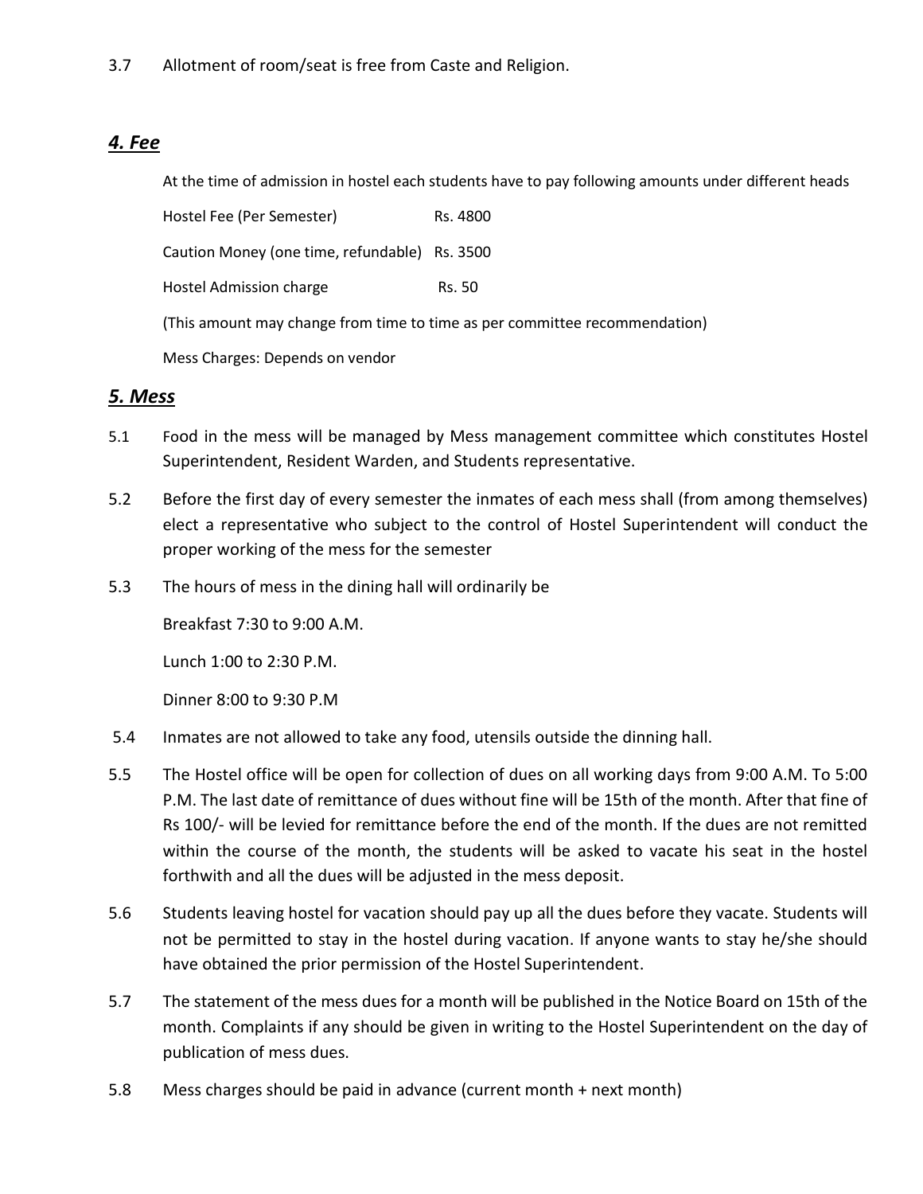3.7 Allotment of room/seat is free from Caste and Religion.

## *4. Fee*

At the time of admission in hostel each students have to pay following amounts under different heads

Hostel Fee (Per Semester) Rs. 4800

Caution Money (one time, refundable) Rs. 3500

Hostel Admission charge Rs. 50

(This amount may change from time to time as per committee recommendation)

Mess Charges: Depends on vendor

## *5. Mess*

5.1 Food in the mess will be managed by Mess management committee which constitutes Hostel Superintendent, Resident Warden, and Students representative.

5.2 Before the first day of every semester the inmates of each mess shall (from among themselves) elect a representative who subject to the control of Hostel Superintendent will conduct the proper working of the mess for the semester

5.3 The hours of mess in the dining hall will ordinarily be

Breakfast 7:30 to 9:00 A.M.

Lunch 1:00 to 2:30 P.M.

Dinner 8:00 to 9:30 P.M

5.4 Inmates are not allowed to take any food, utensils outside the dinning hall.

5.5 The Hostel office will be open for collection of dues on all working days from 9:00 A.M. To 5:00 P.M. The last date of remittance of dues without fine will be 15th of the month. After that fine of Rs 100/- will be levied for remittance before the end of the month. If the dues are not remitted within the course of the month, the students will be asked to vacate his seat in the hostel forthwith and all the dues will be adjusted in the mess deposit.

5.6 Students leaving hostel for vacation should pay up all the dues before they vacate. Students will not be permitted to stay in the hostel during vacation. If anyone wants to stay he/she should have obtained the prior permission of the Hostel Superintendent.

5.7 The statement of the mess dues for a month will be published in the Notice Board on 15th of the month. Complaints if any should be given in writing to the Hostel Superintendent on the day of publication of mess dues.

5.8 Mess charges should be paid in advance (current month + next month)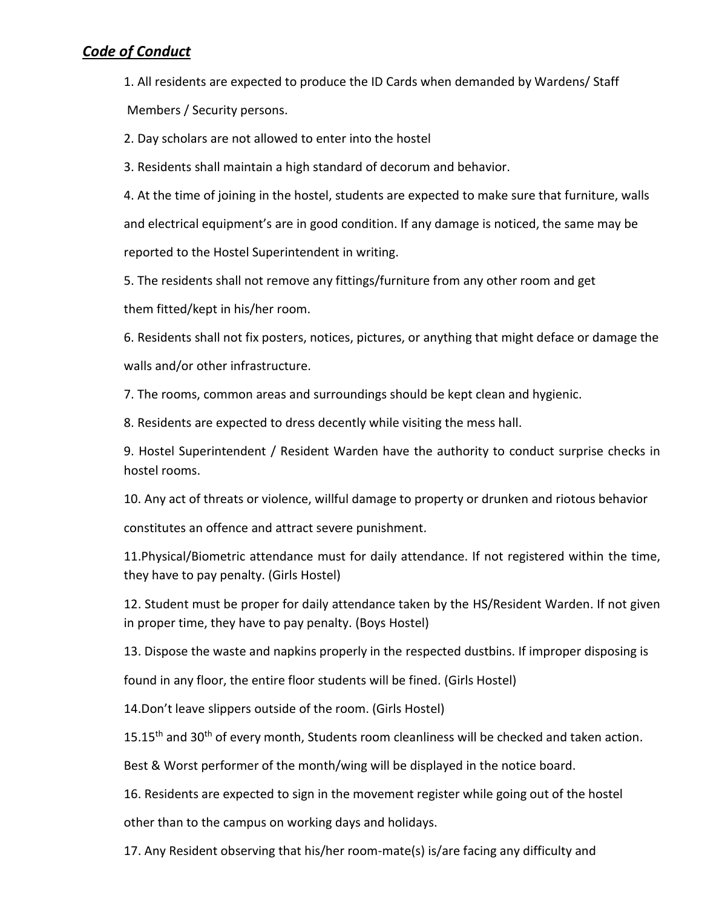## ***Code of Conduct***

1. All residents are expected to produce the ID Cards when demanded by Wardens/ Staff Members / Security persons.

2. Day scholars are not allowed to enter into the hostel

3. Residents shall maintain a high standard of decorum and behavior.

4. At the time of joining in the hostel, students are expected to make sure that furniture, walls and electrical equipment's are in good condition. If any damage is noticed, the same may be reported to the Hostel Superintendent in writing.

5. The residents shall not remove any fittings/furniture from any other room and get them fitted/kept in his/her room.

6. Residents shall not fix posters, notices, pictures, or anything that might deface or damage the walls and/or other infrastructure.

7. The rooms, common areas and surroundings should be kept clean and hygienic.

8. Residents are expected to dress decently while visiting the mess hall.

9. Hostel Superintendent / Resident Warden have the authority to conduct surprise checks in hostel rooms.

10. Any act of threats or violence, willful damage to property or drunken and riotous behavior constitutes an offence and attract severe punishment.

11.Physical/Biometric attendance must for daily attendance. If not registered within the time, they have to pay penalty. (Girls Hostel)

12. Student must be proper for daily attendance taken by the HS/Resident Warden. If not given in proper time, they have to pay penalty. (Boys Hostel)

13. Dispose the waste and napkins properly in the respected dustbins. If improper disposing is found in any floor, the entire floor students will be fined. (Girls Hostel)

14.Don't leave slippers outside of the room. (Girls Hostel)

15.15th and 30th of every month, Students room cleanliness will be checked and taken action. Best & Worst performer of the month/wing will be displayed in the notice board.

16. Residents are expected to sign in the movement register while going out of the hostel other than to the campus on working days and holidays.

17. Any Resident observing that his/her room-mate(s) is/are facing any difficulty and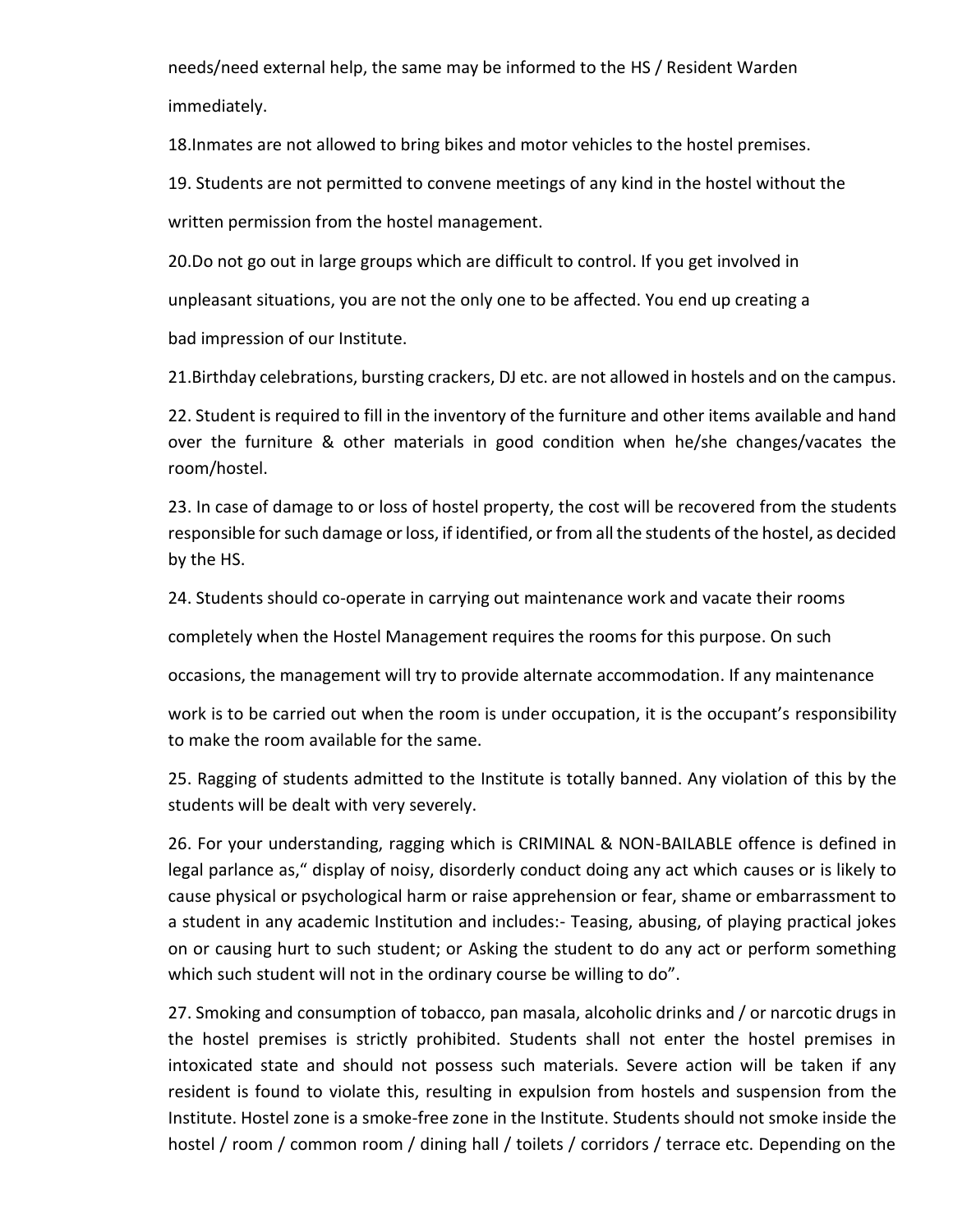needs/need external help, the same may be informed to the HS / Resident Warden immediately.

18.Inmates are not allowed to bring bikes and motor vehicles to the hostel premises.

19. Students are not permitted to convene meetings of any kind in the hostel without the written permission from the hostel management.

20.Do not go out in large groups which are difficult to control. If you get involved in unpleasant situations, you are not the only one to be affected. You end up creating a bad impression of our Institute.

21.Birthday celebrations, bursting crackers, DJ etc. are not allowed in hostels and on the campus.

22. Student is required to fill in the inventory of the furniture and other items available and hand over the furniture & other materials in good condition when he/she changes/vacates the room/hostel.

23. In case of damage to or loss of hostel property, the cost will be recovered from the students responsible for such damage or loss, if identified, or from all the students of the hostel, as decided by the HS.

24. Students should co-operate in carrying out maintenance work and vacate their rooms completely when the Hostel Management requires the rooms for this purpose. On such occasions, the management will try to provide alternate accommodation. If any maintenance work is to be carried out when the room is under occupation, it is the occupant's responsibility to make the room available for the same.

25. Ragging of students admitted to the Institute is totally banned. Any violation of this by the students will be dealt with very severely.

26. For your understanding, ragging which is CRIMINAL & NON-BAILABLE offence is defined in legal parlance as," display of noisy, disorderly conduct doing any act which causes or is likely to cause physical or psychological harm or raise apprehension or fear, shame or embarrassment to a student in any academic Institution and includes:- Teasing, abusing, of playing practical jokes on or causing hurt to such student; or Asking the student to do any act or perform something which such student will not in the ordinary course be willing to do".

27. Smoking and consumption of tobacco, pan masala, alcoholic drinks and / or narcotic drugs in the hostel premises is strictly prohibited. Students shall not enter the hostel premises in intoxicated state and should not possess such materials. Severe action will be taken if any resident is found to violate this, resulting in expulsion from hostels and suspension from the Institute. Hostel zone is a smoke-free zone in the Institute. Students should not smoke inside the hostel / room / common room / dining hall / toilets / corridors / terrace etc. Depending on the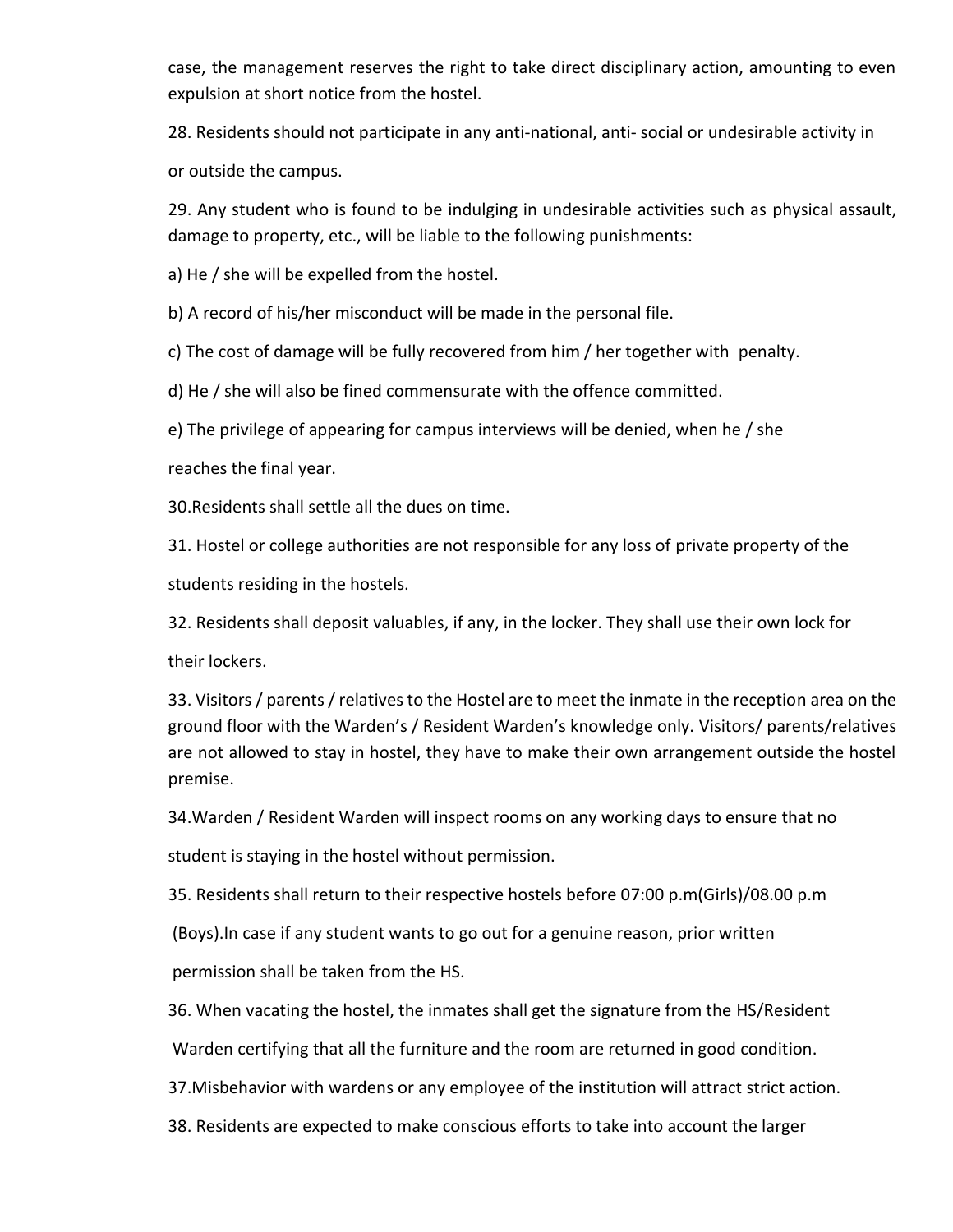case, the management reserves the right to take direct disciplinary action, amounting to even expulsion at short notice from the hostel.

28. Residents should not participate in any anti-national, anti- social or undesirable activity in or outside the campus.

29. Any student who is found to be indulging in undesirable activities such as physical assault, damage to property, etc., will be liable to the following punishments:

a) He / she will be expelled from the hostel.

b) A record of his/her misconduct will be made in the personal file.

c) The cost of damage will be fully recovered from him / her together with penalty.

d) He / she will also be fined commensurate with the offence committed.

e) The privilege of appearing for campus interviews will be denied, when he / she reaches the final year.

30.Residents shall settle all the dues on time.

31. Hostel or college authorities are not responsible for any loss of private property of the students residing in the hostels.

32. Residents shall deposit valuables, if any, in the locker. They shall use their own lock for their lockers.

33. Visitors / parents / relatives to the Hostel are to meet the inmate in the reception area on the ground floor with the Warden's / Resident Warden's knowledge only. Visitors/ parents/relatives are not allowed to stay in hostel, they have to make their own arrangement outside the hostel premise.

34.Warden / Resident Warden will inspect rooms on any working days to ensure that no student is staying in the hostel without permission.

35. Residents shall return to their respective hostels before 07:00 p.m(Girls)/08.00 p.m (Boys).In case if any student wants to go out for a genuine reason, prior written permission shall be taken from the HS.

36. When vacating the hostel, the inmates shall get the signature from the HS/Resident Warden certifying that all the furniture and the room are returned in good condition.

37.Misbehavior with wardens or any employee of the institution will attract strict action.

38. Residents are expected to make conscious efforts to take into account the larger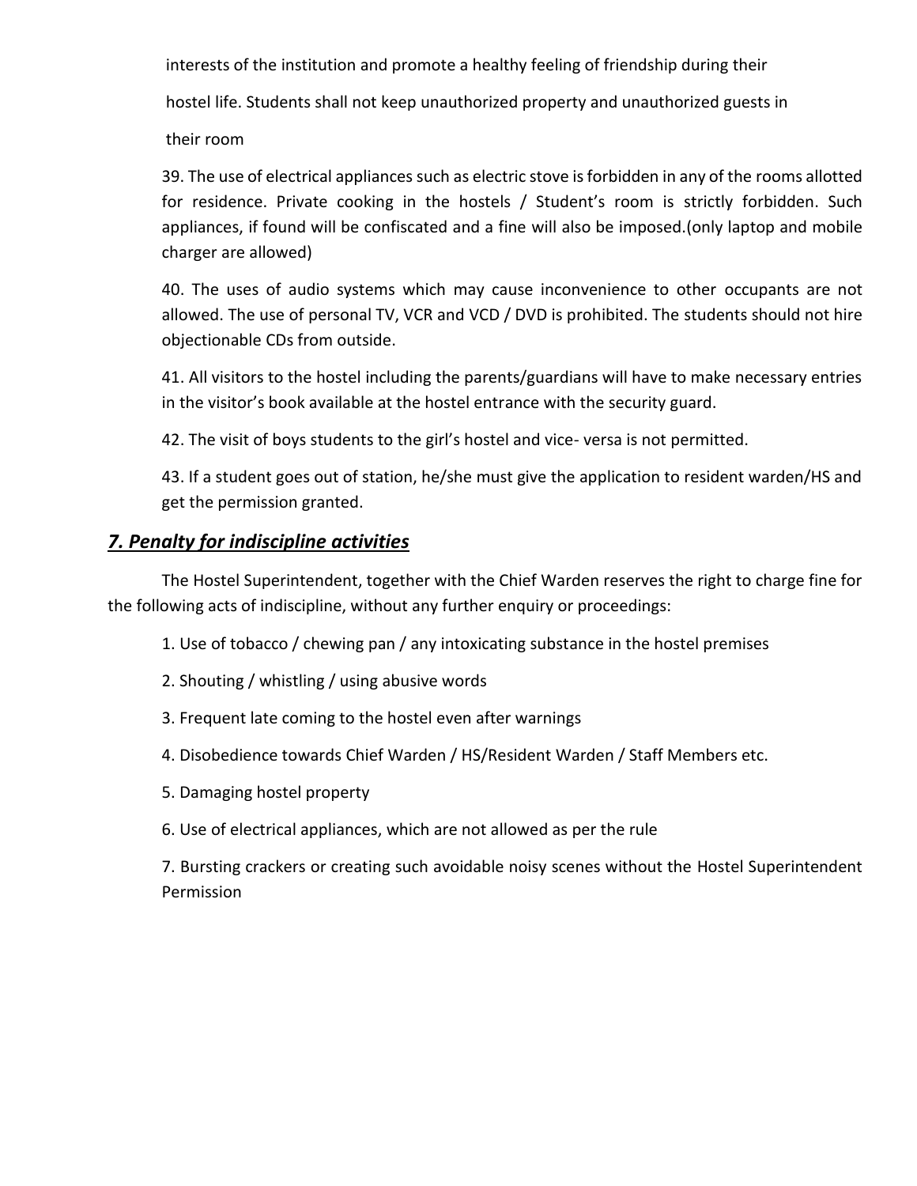interests of the institution and promote a healthy feeling of friendship during their hostel life. Students shall not keep unauthorized property and unauthorized guests in their room

39. The use of electrical appliances such as electric stove is forbidden in any of the rooms allotted for residence. Private cooking in the hostels / Student's room is strictly forbidden. Such appliances, if found will be confiscated and a fine will also be imposed.(only laptop and mobile charger are allowed)

40. The uses of audio systems which may cause inconvenience to other occupants are not allowed. The use of personal TV, VCR and VCD / DVD is prohibited. The students should not hire objectionable CDs from outside.

41. All visitors to the hostel including the parents/guardians will have to make necessary entries in the visitor's book available at the hostel entrance with the security guard.

42. The visit of boys students to the girl's hostel and vice- versa is not permitted.

43. If a student goes out of station, he/she must give the application to resident warden/HS and get the permission granted.

## *7. Penalty for indiscipline activities*

The Hostel Superintendent, together with the Chief Warden reserves the right to charge fine for the following acts of indiscipline, without any further enquiry or proceedings:

1. Use of tobacco / chewing pan / any intoxicating substance in the hostel premises
2. Shouting / whistling / using abusive words
3. Frequent late coming to the hostel even after warnings
4. Disobedience towards Chief Warden / HS/Resident Warden / Staff Members etc.
5. Damaging hostel property
6. Use of electrical appliances, which are not allowed as per the rule
7. Bursting crackers or creating such avoidable noisy scenes without the Hostel Superintendent Permission